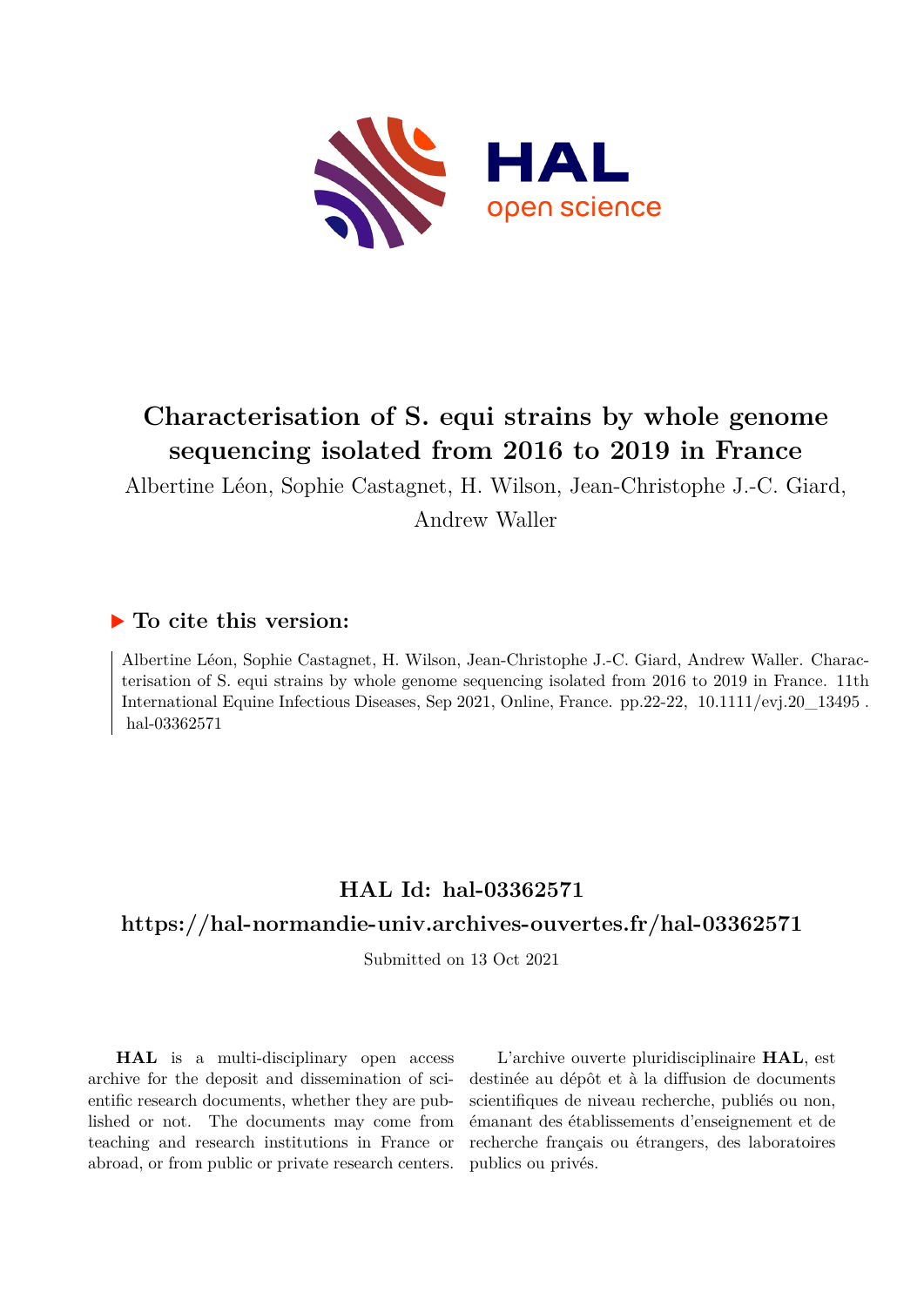# Characterisation of S. equi strains by whole genome sequencing isolated from 2016 to 2019 in France

Albertine Léon, Sophie Castagnet, H. Wilson, Jean-Christophe J.-C. Giard, Andrew Waller

## ▶ To cite this version:

Albertine Léon, Sophie Castagnet, H. Wilson, Jean-Christophe J.-C. Giard, Andrew Waller. Characterisation of S. equi strains by whole genome sequencing isolated from 2016 to 2019 in France. 11th International Equine Infectious Diseases, Sep 2021, Online, France. pp.22-22, 10.1111/evj.20_13495 . hal-03362571

## HAL Id: hal-03362571

## https://hal-normandie-univ.archives-ouvertes.fr/hal-03362571

Submitted on 13 Oct 2021

**HAL** is a multi-disciplinary open access archive for the deposit and dissemination of scientific research documents, whether they are published or not. The documents may come from teaching and research institutions in France or abroad, or from public or private research centers.

L'archive ouverte pluridisciplinaire **HAL**, est destinée au dépôt et à la diffusion de documents scientifiques de niveau recherche, publiés ou non, émanant des établissements d'enseignement et de recherche français ou étrangers, des laboratoires publics ou privés.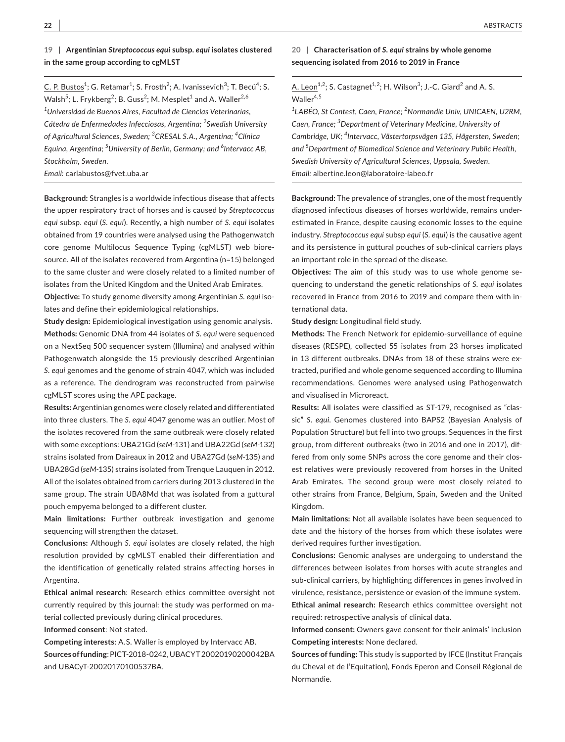## 19 | Argentinian *Streptococcus equi* subsp. *equi* isolates clustered in the same group according to cgMLST

C. P. Bustos[1]; G. Retamar[1]; S. Frosth[2]; A. Ivanissevich[3]; T. Becú[4]; S. Walsh[5]; L. Frykberg[2]; B. Guss[2]; M. Mesplet[1] and A. Waller[2,6]

[1]*Universidad de Buenos Aires, Facultad de Ciencias Veterinarias, Cátedra de Enfermedades Infecciosas, Argentina;* [2]*Swedish University of Agricultural Sciences, Sweden;* [3]*CRESAL S.A., Argentina;* [4]*Clínica Equina, Argentina;* [5]*University of Berlin, Germany; and* [6]*Intervacc AB, Stockholm, Sweden.*

*Email:* carlabustos@fvet.uba.ar

**Background:** Strangles is a worldwide infectious disease that affects the upper respiratory tract of horses and is caused by *Streptococcus equi* subsp. *equi* (*S. equi*). Recently, a high number of *S. equi* isolates obtained from 19 countries were analysed using the Pathogenwatch core genome Multilocus Sequence Typing (cgMLST) web bioresource. All of the isolates recovered from Argentina (n=15) belonged to the same cluster and were closely related to a limited number of isolates from the United Kingdom and the United Arab Emirates.

**Objective:** To study genome diversity among Argentinian *S. equi* isolates and define their epidemiological relationships.

**Study design:** Epidemiological investigation using genomic analysis.

**Methods:** Genomic DNA from 44 isolates of *S. equi* were sequenced on a NextSeq 500 sequencer system (Illumina) and analysed within Pathogenwatch alongside the 15 previously described Argentinian *S. equi* genomes and the genome of strain 4047, which was included as a reference. The dendrogram was reconstructed from pairwise cgMLST scores using the APE package.

**Results:** Argentinian genomes were closely related and differentiated into three clusters. The *S. equi* 4047 genome was an outlier. Most of the isolates recovered from the same outbreak were closely related with some exceptions: UBA21Gd (*seM*-131) and UBA22Gd (*seM*-132) strains isolated from Daireaux in 2012 and UBA27Gd (*seM*-135) and UBA28Gd (*seM*-135) strains isolated from Trenque Lauquen in 2012. All of the isolates obtained from carriers during 2013 clustered in the same group. The strain UBA8Md that was isolated from a guttural pouch empyema belonged to a different cluster.

**Main limitations:** Further outbreak investigation and genome sequencing will strengthen the dataset.

**Conclusions:** Although *S. equi* isolates are closely related, the high resolution provided by cgMLST enabled their differentiation and the identification of genetically related strains affecting horses in Argentina.

**Ethical animal research**: Research ethics committee oversight not currently required by this journal: the study was performed on material collected previously during clinical procedures.

**Informed consent**: Not stated.

**Competing interests**: A.S. Waller is employed by Intervacc AB.

**Sources of funding**: PICT-2018-0242, UBACYT 20020190200042BA and UBACyT-20020170100537BA.

## 20 | Characterisation of *S. equi* strains by whole genome sequencing isolated from 2016 to 2019 in France

A. Leon[1,2]; S. Castagnet[1,2]; H. Wilson[3]; J.-C. Giard[2] and A. S. Waller[4,5]

[1]*LABÉO, St Contest, Caen, France;* [2]*Normandie Univ, UNICAEN, U2RM, Caen, France;* [3]*Department of Veterinary Medicine, University of Cambridge, UK;* [4]*Intervacc, Västertorpsvägen 135, Hägersten, Sweden; and* [5]*Department of Biomedical Science and Veterinary Public Health, Swedish University of Agricultural Sciences, Uppsala, Sweden.*

*Email:* albertine.leon@laboratoire-labeo.fr

**Background:** The prevalence of strangles, one of the most frequently diagnosed infectious diseases of horses worldwide, remains underestimated in France, despite causing economic losses to the equine industry. *Streptococcus equi* subsp *equi* (*S. equi*) is the causative agent and its persistence in guttural pouches of sub-clinical carriers plays an important role in the spread of the disease.

**Objectives:** The aim of this study was to use whole genome sequencing to understand the genetic relationships of *S. equi* isolates recovered in France from 2016 to 2019 and compare them with international data.

**Study design:** Longitudinal field study.

**Methods:** The French Network for epidemio-surveillance of equine diseases (RESPE), collected 55 isolates from 23 horses implicated in 13 different outbreaks. DNAs from 18 of these strains were extracted, purified and whole genome sequenced according to Illumina recommendations. Genomes were analysed using Pathogenwatch and visualised in Microreact.

**Results:** All isolates were classified as ST-179, recognised as "classic" *S. equi*. Genomes clustered into BAPS2 (Bayesian Analysis of Population Structure) but fell into two groups. Sequences in the first group, from different outbreaks (two in 2016 and one in 2017), differed from only some SNPs across the core genome and their closest relatives were previously recovered from horses in the United Arab Emirates. The second group were most closely related to other strains from France, Belgium, Spain, Sweden and the United Kingdom.

**Main limitations:** Not all available isolates have been sequenced to date and the history of the horses from which these isolates were derived requires further investigation.

**Conclusions:** Genomic analyses are undergoing to understand the differences between isolates from horses with acute strangles and sub-clinical carriers, by highlighting differences in genes involved in virulence, resistance, persistence or evasion of the immune system.

**Ethical animal research:** Research ethics committee oversight not required: retrospective analysis of clinical data.

**Informed consent:** Owners gave consent for their animals' inclusion

**Competing interests:** None declared.

**Sources of funding:** This study is supported by IFCE (Institut Français du Cheval et de l'Equitation), Fonds Eperon and Conseil Régional de Normandie.